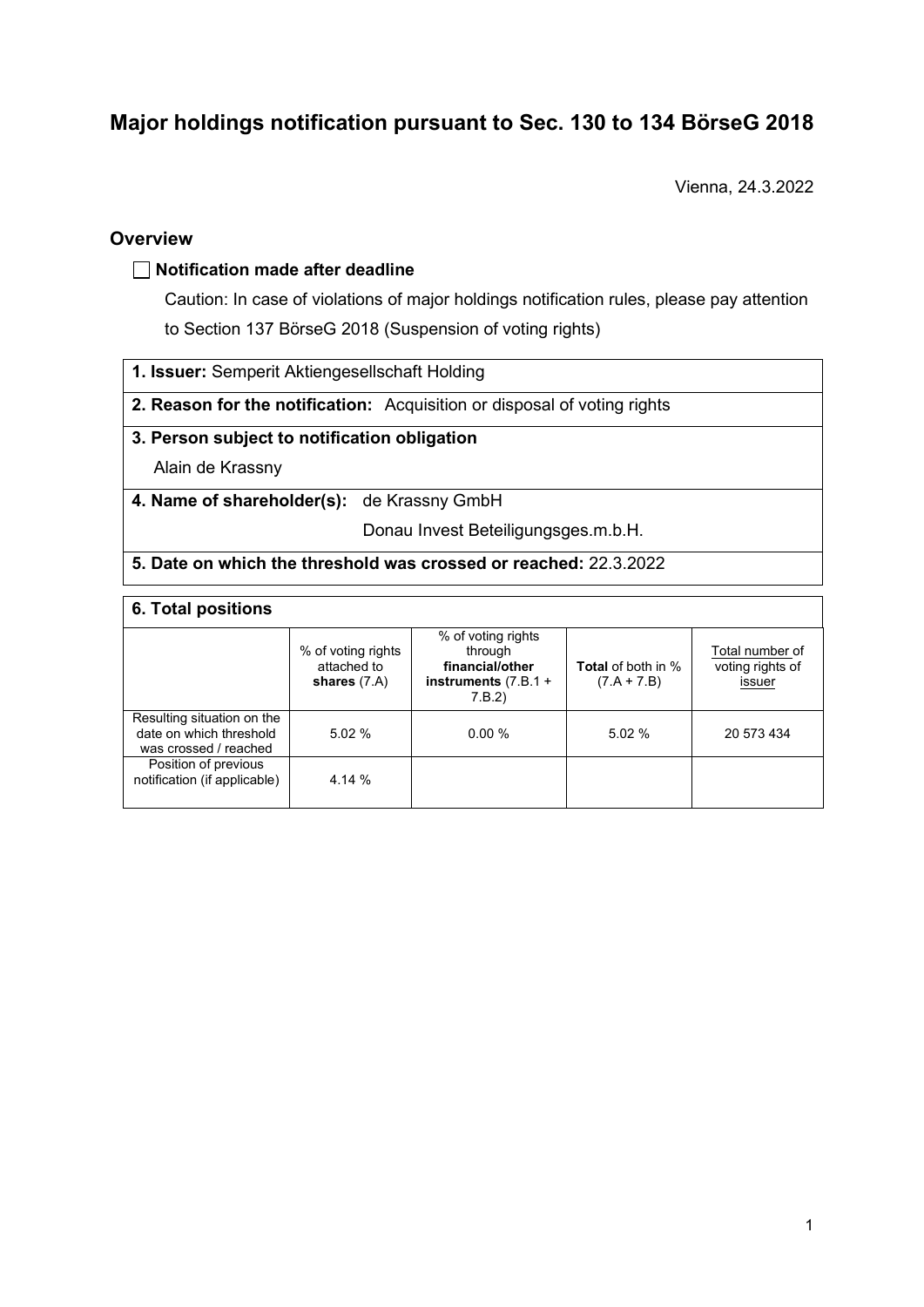# Major holdings notification pursuant to Sec. 130 to 134 BörseG 2018

Vienna, 24.3.2022

## Overview

☐ **Notification made after deadline**

Caution: In case of violations of major holdings notification rules, please pay attention to Section 137 BörseG 2018 (Suspension of voting rights)

| |
|---|
| **1. Issuer:** Semperit Aktiengesellschaft Holding |
| **2. Reason for the notification:** Acquisition or disposal of voting rights |
| **3. Person subject to notification obligation**<br>Alain de Krassny |
| **4. Name of shareholder(s):** de Krassny GmbH<br>Donau Invest Beteiligungsges.m.b.H. |
| **5. Date on which the threshold was crossed or reached:** 22.3.2022 |

**6. Total positions**

| | % of voting rights attached to **shares** (7.A) | % of voting rights through **financial/other instruments** (7.B.1 + 7.B.2) | **Total** of both in % (7.A + 7.B) | Total number of voting rights of issuer |
|---|---|---|---|---|
| Resulting situation on the date on which threshold was crossed / reached | 5.02 % | 0.00 % | 5.02 % | 20 573 434 |
| Position of previous notification (if applicable) | 4.14 % | | | |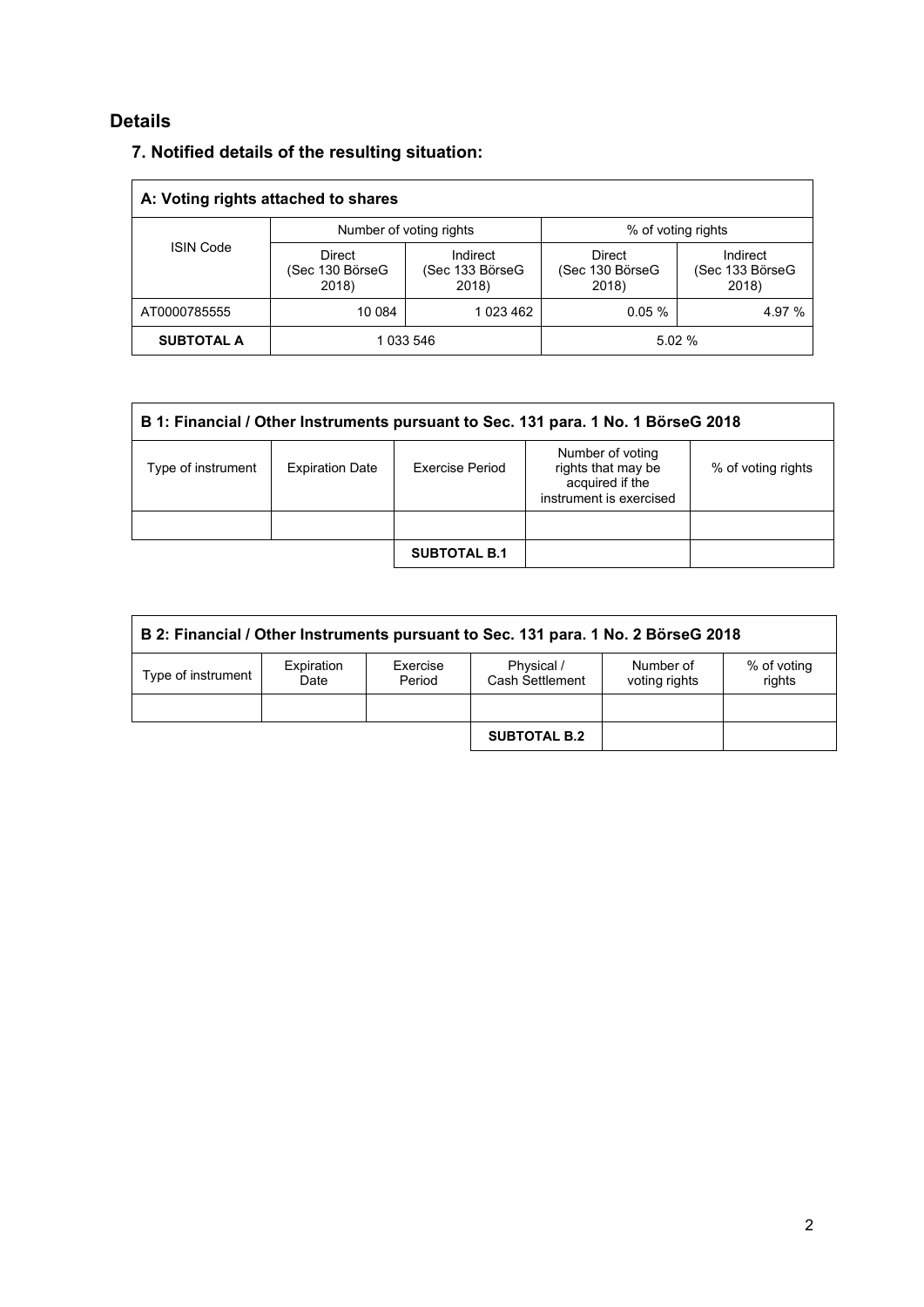## Details

### 7. Notified details of the resulting situation:

| A: Voting rights attached to shares | | | | |
|---|---|---|---|---|
| ISIN Code | Number of voting rights | | % of voting rights | |
| | Direct (Sec 130 BörseG 2018) | Indirect (Sec 133 BörseG 2018) | Direct (Sec 130 BörseG 2018) | Indirect (Sec 133 BörseG 2018) |
| AT0000785555 | 10 084 | 1 023 462 | 0.05 % | 4.97 % |
| **SUBTOTAL A** | 1 033 546 | | 5.02 % | |

| B 1: Financial / Other Instruments pursuant to Sec. 131 para. 1 No. 1 BörseG 2018 | | | | |
|---|---|---|---|---|
| Type of instrument | Expiration Date | Exercise Period | Number of voting rights that may be acquired if the instrument is exercised | % of voting rights |
| | | | | |
| | | **SUBTOTAL B.1** | | |

| B 2: Financial / Other Instruments pursuant to Sec. 131 para. 1 No. 2 BörseG 2018 | | | | | |
|---|---|---|---|---|---|
| Type of instrument | Expiration Date | Exercise Period | Physical / Cash Settlement | Number of voting rights | % of voting rights |
| | | | | | |
| | | | **SUBTOTAL B.2** | | |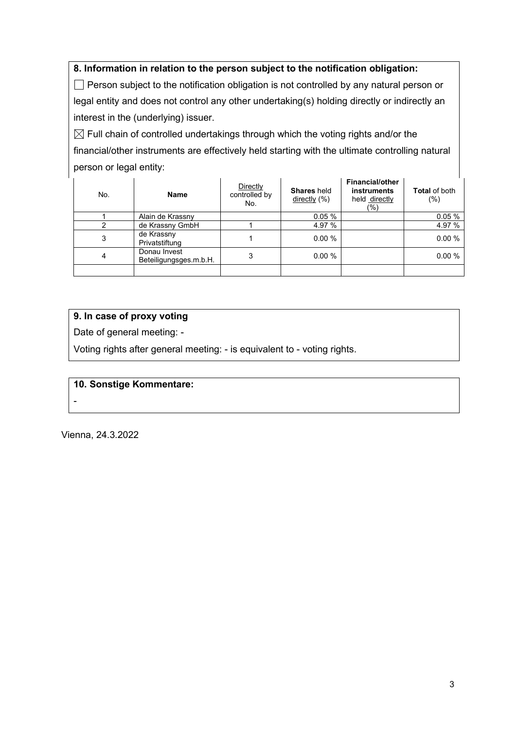## 8. Information in relation to the person subject to the notification obligation:

☐ Person subject to the notification obligation is not controlled by any natural person or legal entity and does not control any other undertaking(s) holding directly or indirectly an interest in the (underlying) issuer.

☒ Full chain of controlled undertakings through which the voting rights and/or the financial/other instruments are effectively held starting with the ultimate controlling natural person or legal entity:

| No. | Name | Directly controlled by No. | Shares held directly (%) | Financial/other instruments held directly (%) | Total of both (%) |
|---|---|---|---|---|---|
| 1 | Alain de Krassny | | 0.05 % | | 0.05 % |
| 2 | de Krassny GmbH | 1 | 4.97 % | | 4.97 % |
| 3 | de Krassny Privatstiftung | 1 | 0.00 % | | 0.00 % |
| 4 | Donau Invest Beteiligungsges.m.b.H. | 3 | 0.00 % | | 0.00 % |
| | | | | | |

## 9. In case of proxy voting

Date of general meeting: -

Voting rights after general meeting: - is equivalent to - voting rights.

## 10. Sonstige Kommentare:

-

Vienna, 24.3.2022